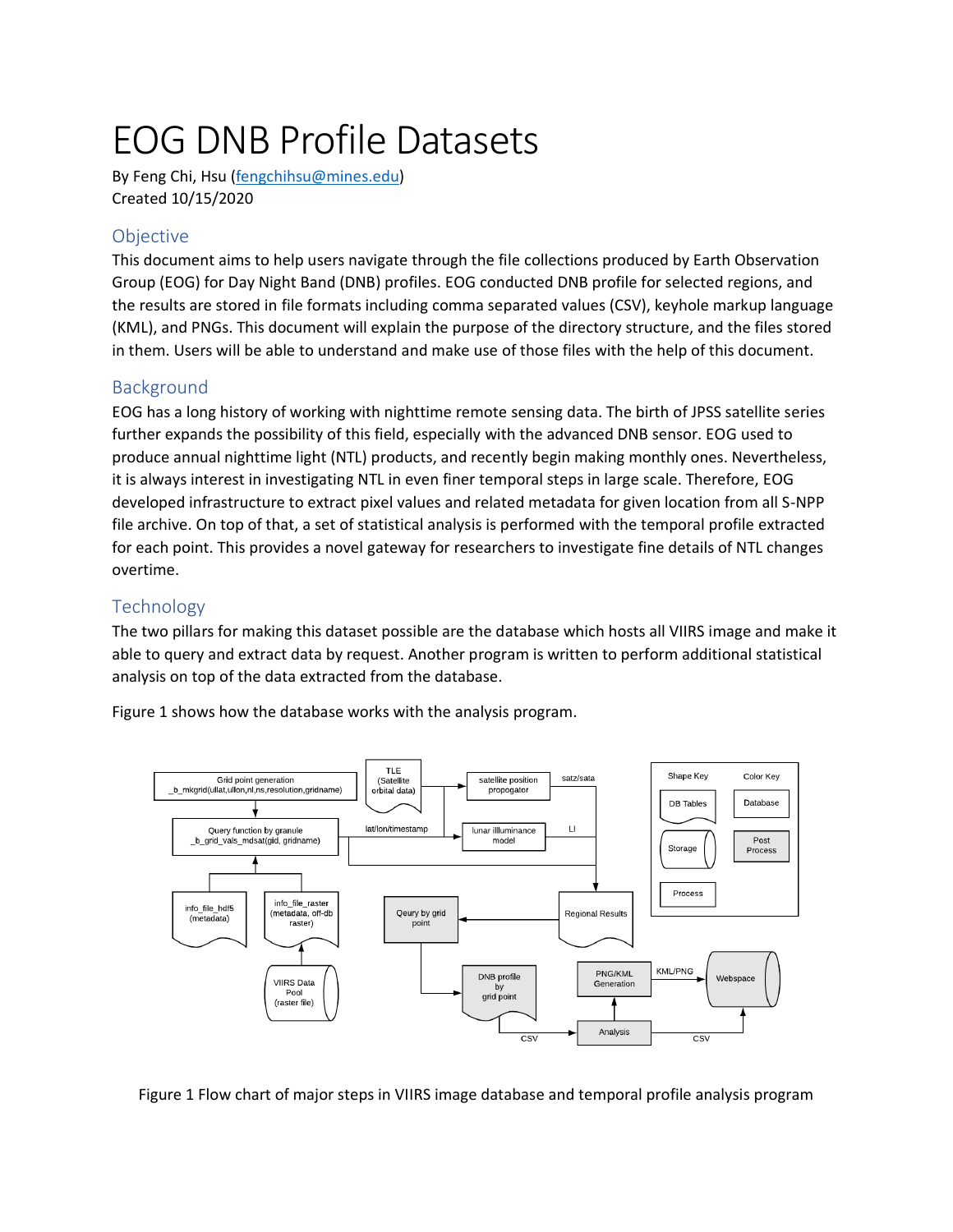# EOG DNB Profile Datasets

By Feng Chi, Hsu (fengchihsu@mines.edu)
Created 10/15/2020

## Objective

This document aims to help users navigate through the file collections produced by Earth Observation Group (EOG) for Day Night Band (DNB) profiles. EOG conducted DNB profile for selected regions, and the results are stored in file formats including comma separated values (CSV), keyhole markup language (KML), and PNGs. This document will explain the purpose of the directory structure, and the files stored in them. Users will be able to understand and make use of those files with the help of this document.

## Background

EOG has a long history of working with nighttime remote sensing data. The birth of JPSS satellite series further expands the possibility of this field, especially with the advanced DNB sensor. EOG used to produce annual nighttime light (NTL) products, and recently begin making monthly ones. Nevertheless, it is always interest in investigating NTL in even finer temporal steps in large scale. Therefore, EOG developed infrastructure to extract pixel values and related metadata for given location from all S-NPP file archive. On top of that, a set of statistical analysis is performed with the temporal profile extracted for each point. This provides a novel gateway for researchers to investigate fine details of NTL changes overtime.

## Technology

The two pillars for making this dataset possible are the database which hosts all VIIRS image and make it able to query and extract data by request. Another program is written to perform additional statistical analysis on top of the data extracted from the database.

Figure 1 shows how the database works with the analysis program.

Figure 1 Flow chart of major steps in VIIRS image database and temporal profile analysis program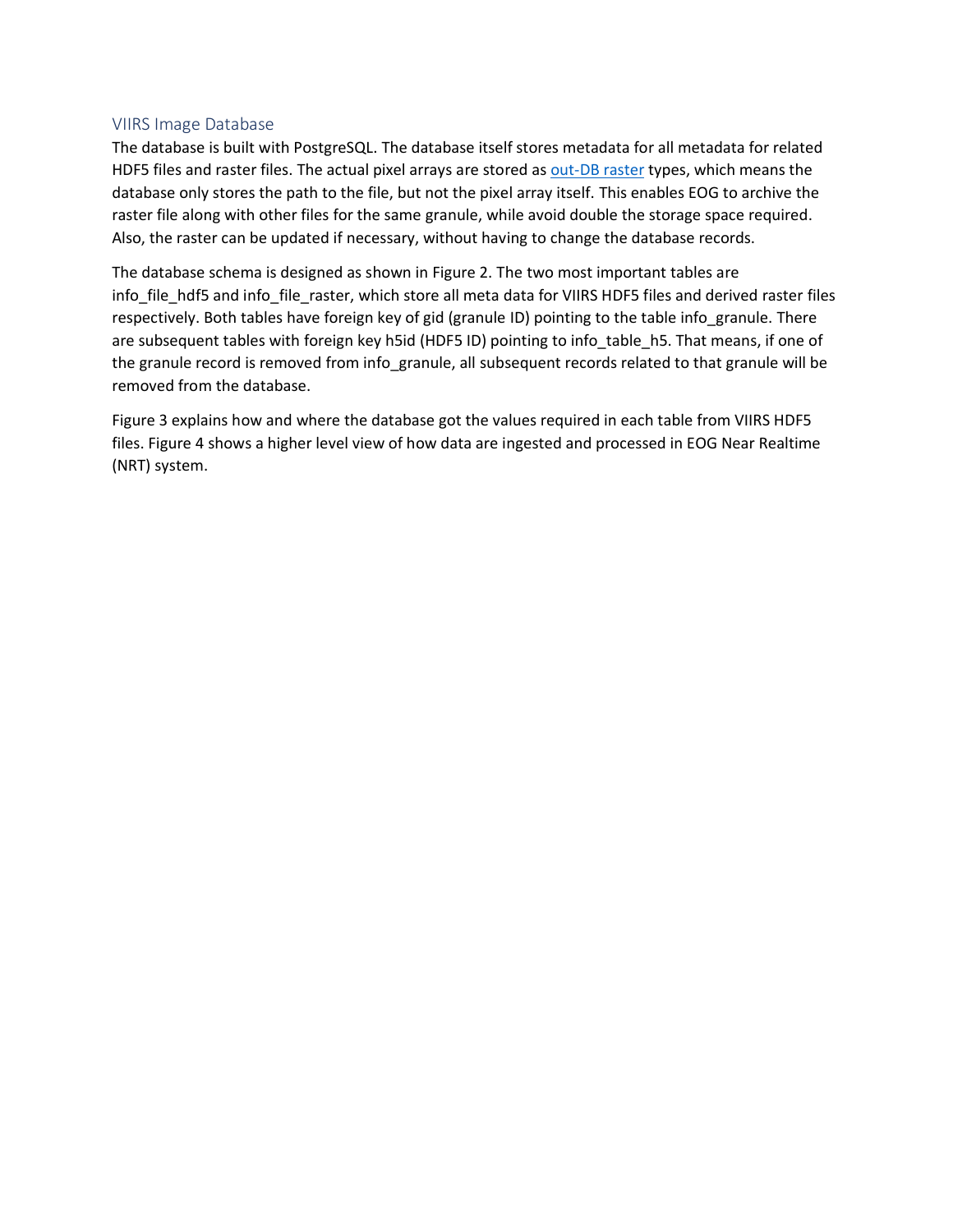## VIIRS Image Database

The database is built with PostgreSQL. The database itself stores metadata for all metadata for related HDF5 files and raster files. The actual pixel arrays are stored as [out-DB raster] types, which means the database only stores the path to the file, but not the pixel array itself. This enables EOG to archive the raster file along with other files for the same granule, while avoid double the storage space required. Also, the raster can be updated if necessary, without having to change the database records.

The database schema is designed as shown in Figure 2. The two most important tables are info_file_hdf5 and info_file_raster, which store all meta data for VIIRS HDF5 files and derived raster files respectively. Both tables have foreign key of gid (granule ID) pointing to the table info_granule. There are subsequent tables with foreign key h5id (HDF5 ID) pointing to info_table_h5. That means, if one of the granule record is removed from info_granule, all subsequent records related to that granule will be removed from the database.

Figure 3 explains how and where the database got the values required in each table from VIIRS HDF5 files. Figure 4 shows a higher level view of how data are ingested and processed in EOG Near Realtime (NRT) system.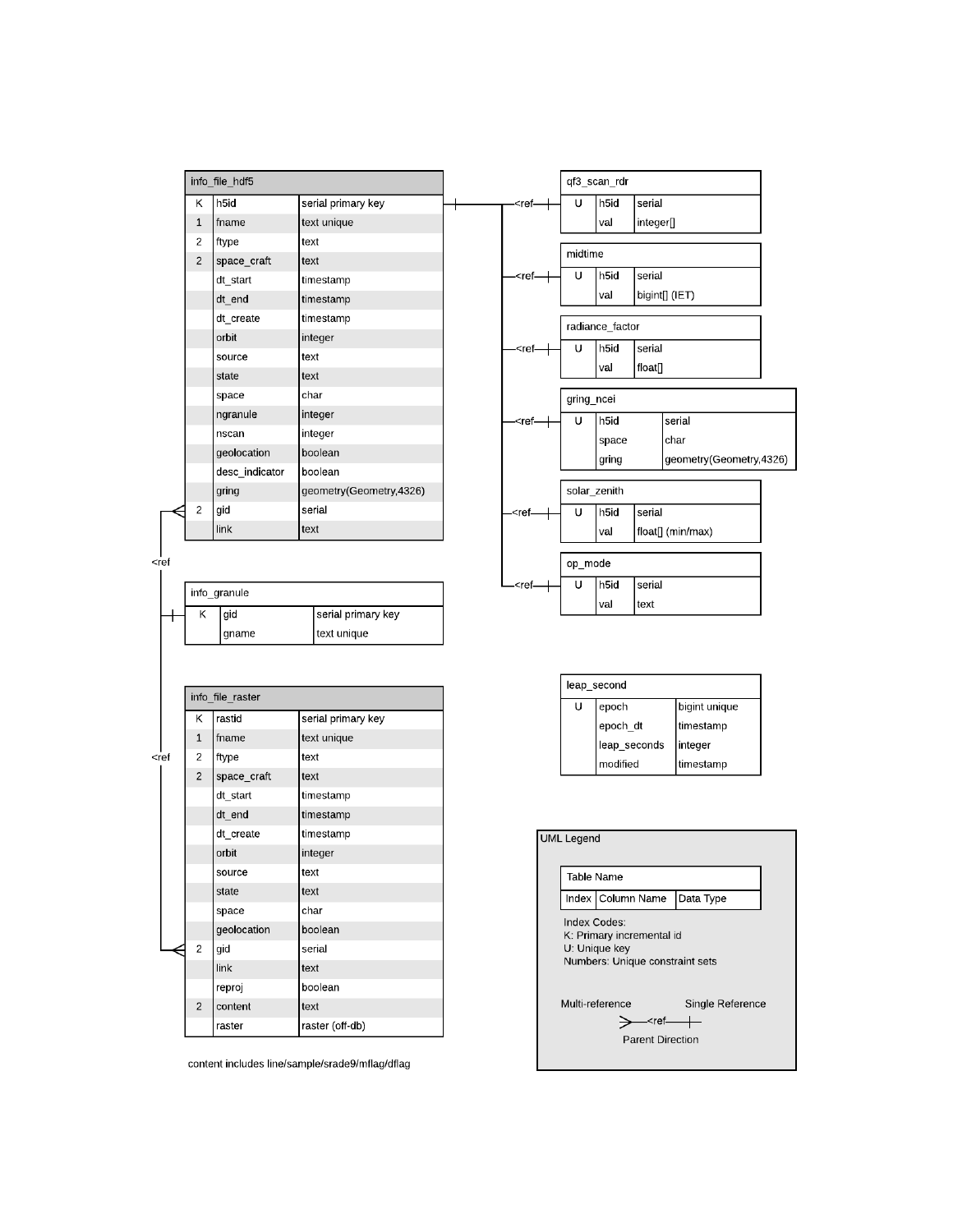**info_file_hdf5**

| Index | Column Name | Data Type |
|---|---|---|
| K | h5id | serial primary key |
| 1 | fname | text unique |
| 2 | ftype | text |
| 2 | space_craft | text |
| | dt_start | timestamp |
| | dt_end | timestamp |
| | dt_create | timestamp |
| | orbit | integer |
| | source | text |
| | state | text |
| | space | char |
| | ngranule | integer |
| | nscan | integer |
| | geolocation | boolean |
| | desc_indicator | boolean |
| | gring | geometry(Geometry,4326) |
| 2 | gid | serial |
| | link | text |

**info_granule**

| Index | Column Name | Data Type |
|---|---|---|
| K | gid | serial primary key |
| | gname | text unique |

**info_file_raster**

| Index | Column Name | Data Type |
|---|---|---|
| K | rastid | serial primary key |
| 1 | fname | text unique |
| 2 | ftype | text |
| 2 | space_craft | text |
| | dt_start | timestamp |
| | dt_end | timestamp |
| | dt_create | timestamp |
| | orbit | integer |
| | source | text |
| | state | text |
| | space | char |
| | geolocation | boolean |
| 2 | gid | serial |
| | link | text |
| | reproj | boolean |
| 2 | content | text |
| | raster | raster (off-db) |

content includes line/sample/srade9/mflag/dflag

**qf3_scan_rdr**

| Index | Column Name | Data Type |
|---|---|---|
| U | h5id | serial |
| | val | integer[] |

**midtime**

| Index | Column Name | Data Type |
|---|---|---|
| U | h5id | serial |
| | val | bigint[] (IET) |

**radiance_factor**

| Index | Column Name | Data Type |
|---|---|---|
| U | h5id | serial |
| | val | float[] |

**gring_ncei**

| Index | Column Name | Data Type |
|---|---|---|
| U | h5id | serial |
| | space | char |
| | gring | geometry(Geometry,4326) |

**solar_zenith**

| Index | Column Name | Data Type |
|---|---|---|
| U | h5id | serial |
| | val | float[] (min/max) |

**op_mode**

| Index | Column Name | Data Type |
|---|---|---|
| U | h5id | serial |
| | val | text |

**leap_second**

| Index | Column Name | Data Type |
|---|---|---|
| U | epoch | bigint unique |
| | epoch_dt | timestamp |
| | leap_seconds | integer |
| | modified | timestamp |

References: info_file_hdf5.gid <ref info_granule.gid; info_file_raster.gid <ref info_granule.gid; qf3_scan_rdr, midtime, radiance_factor, gring_ncei, solar_zenith, op_mode h5id <ref info_file_hdf5.h5id.

**UML Legend**

| Table Name | | |
|---|---|---|
| Index | Column Name | Data Type |

Index Codes:
K: Primary incremental id
U: Unique key
Numbers: Unique constraint sets

Multi-reference &nbsp;&nbsp; Single Reference

>—<ref—|—

Parent Direction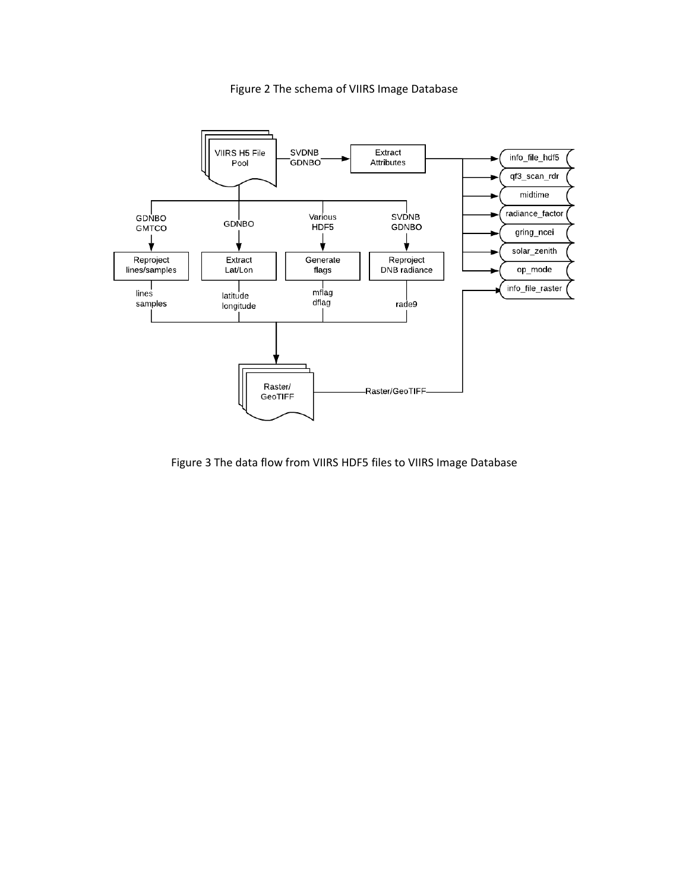Figure 2 The schema of VIIRS Image Database

Figure 3 The data flow from VIIRS HDF5 files to VIIRS Image Database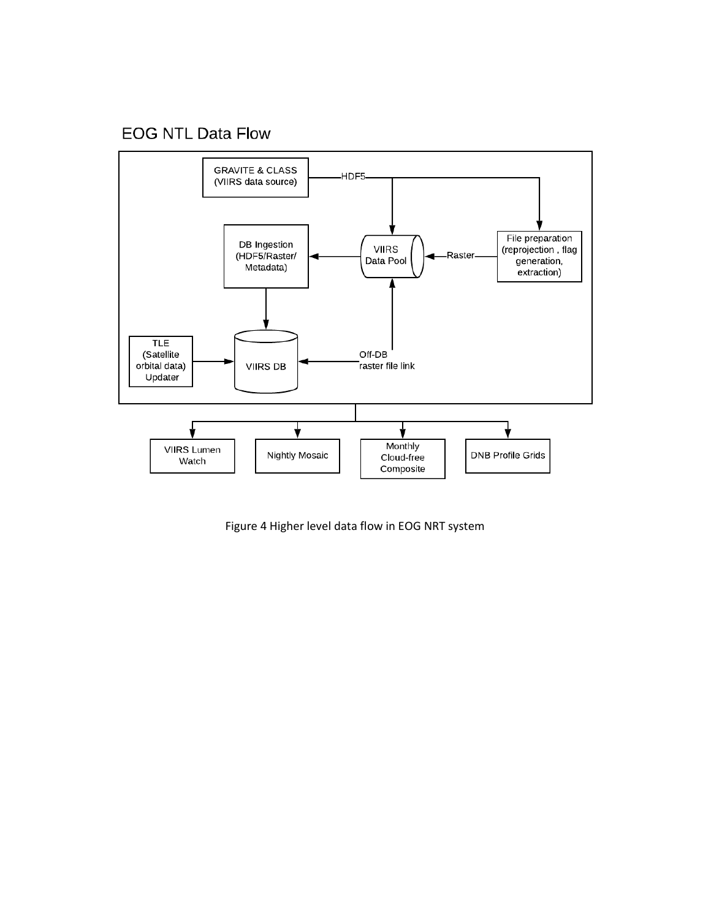EOG NTL Data Flow

GRAVITE & CLASS (VIIRS data source)

HDF5

DB Ingestion (HDF5/Raster/ Metadata)

VIIRS Data Pool

Raster

File preparation (reprojection , flag generation, extraction)

TLE (Satellite orbital data) Updater

VIIRS DB

Off-DB raster file link

VIIRS Lumen Watch

Nightly Mosaic

Monthly Cloud-free Composite

DNB Profile Grids

Figure 4 Higher level data flow in EOG NRT system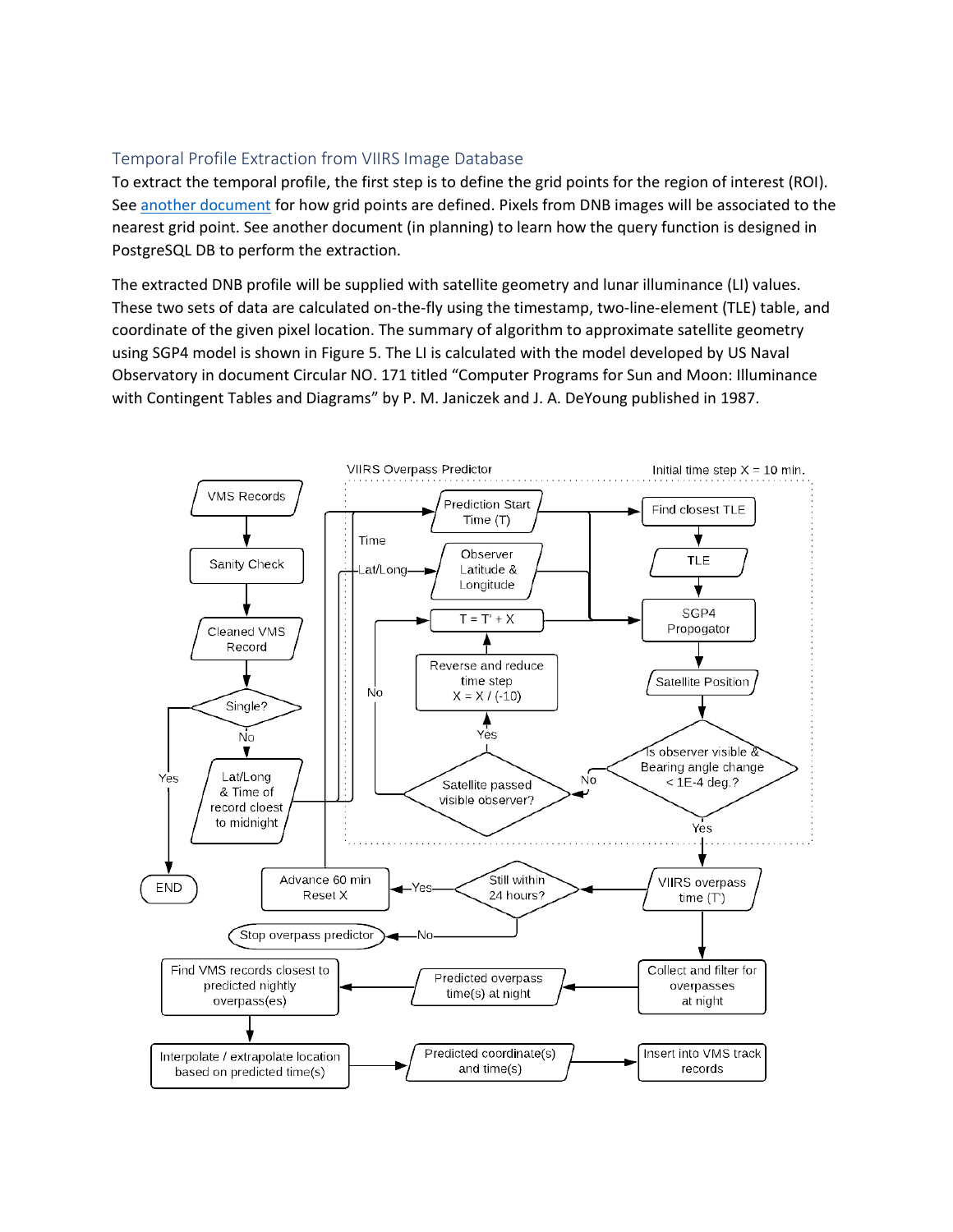## Temporal Profile Extraction from VIIRS Image Database

To extract the temporal profile, the first step is to define the grid points for the region of interest (ROI). See another document for how grid points are defined. Pixels from DNB images will be associated to the nearest grid point. See another document (in planning) to learn how the query function is designed in PostgreSQL DB to perform the extraction.

The extracted DNB profile will be supplied with satellite geometry and lunar illuminance (LI) values. These two sets of data are calculated on-the-fly using the timestamp, two-line-element (TLE) table, and coordinate of the given pixel location. The summary of algorithm to approximate satellite geometry using SGP4 model is shown in Figure 5. The LI is calculated with the model developed by US Naval Observatory in document Circular NO. 171 titled "Computer Programs for Sun and Moon: Illuminance with Contingent Tables and Diagrams" by P. M. Janiczek and J. A. DeYoung published in 1987.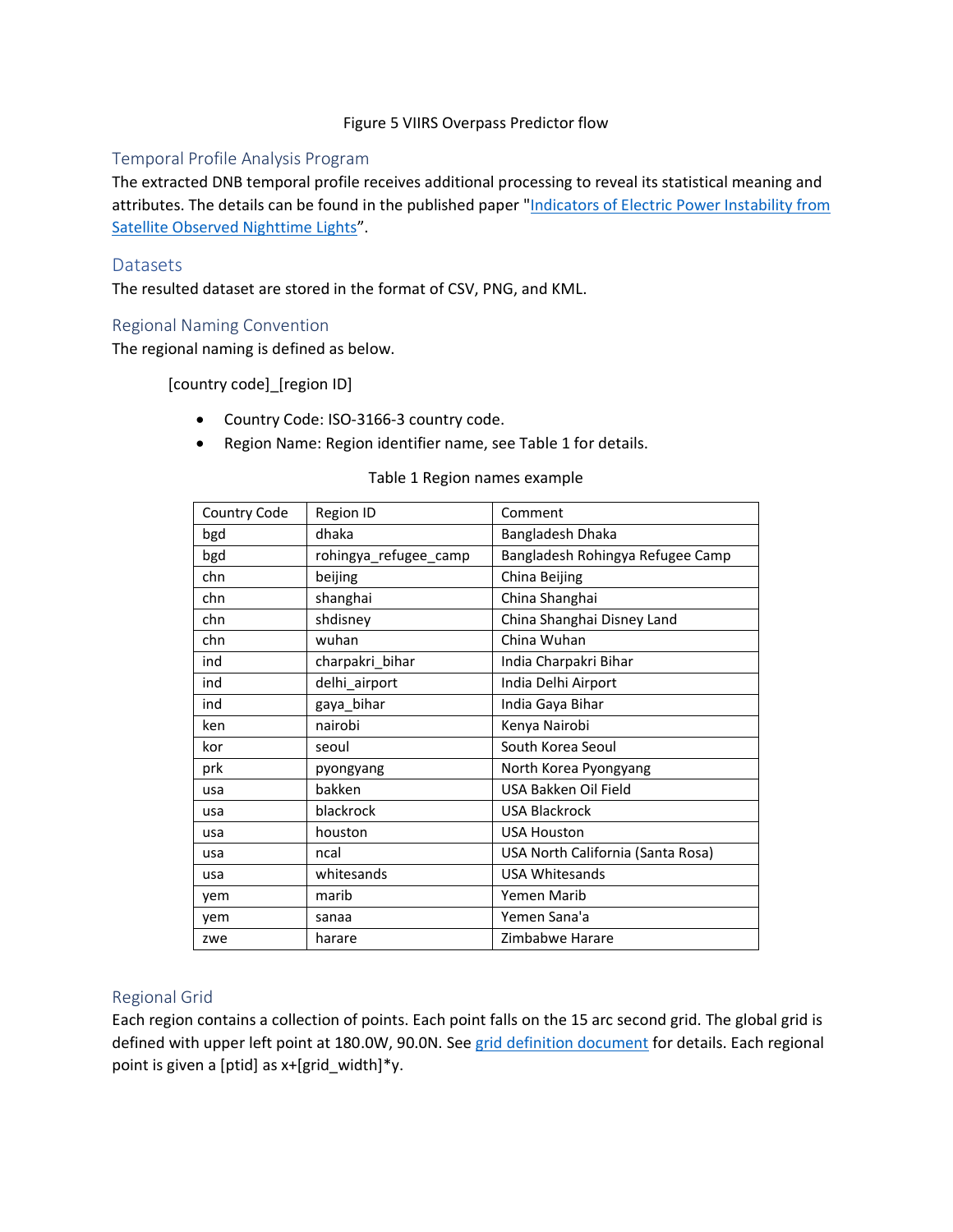Figure 5 VIIRS Overpass Predictor flow

## Temporal Profile Analysis Program

The extracted DNB temporal profile receives additional processing to reveal its statistical meaning and attributes. The details can be found in the published paper "Indicators of Electric Power Instability from Satellite Observed Nighttime Lights".

## Datasets

The resulted dataset are stored in the format of CSV, PNG, and KML.

## Regional Naming Convention

The regional naming is defined as below.

[country code]_[region ID]

- Country Code: ISO-3166-3 country code.
- Region Name: Region identifier name, see Table 1 for details.

Table 1 Region names example

| Country Code | Region ID | Comment |
|---|---|---|
| bgd | dhaka | Bangladesh Dhaka |
| bgd | rohingya_refugee_camp | Bangladesh Rohingya Refugee Camp |
| chn | beijing | China Beijing |
| chn | shanghai | China Shanghai |
| chn | shdisney | China Shanghai Disney Land |
| chn | wuhan | China Wuhan |
| ind | charpakri_bihar | India Charpakri Bihar |
| ind | delhi_airport | India Delhi Airport |
| ind | gaya_bihar | India Gaya Bihar |
| ken | nairobi | Kenya Nairobi |
| kor | seoul | South Korea Seoul |
| prk | pyongyang | North Korea Pyongyang |
| usa | bakken | USA Bakken Oil Field |
| usa | blackrock | USA Blackrock |
| usa | houston | USA Houston |
| usa | ncal | USA North California (Santa Rosa) |
| usa | whitesands | USA Whitesands |
| yem | marib | Yemen Marib |
| yem | sanaa | Yemen Sana'a |
| zwe | harare | Zimbabwe Harare |

## Regional Grid

Each region contains a collection of points. Each point falls on the 15 arc second grid. The global grid is defined with upper left point at 180.0W, 90.0N. See grid definition document for details. Each regional point is given a [ptid] as x+[grid_width]*y.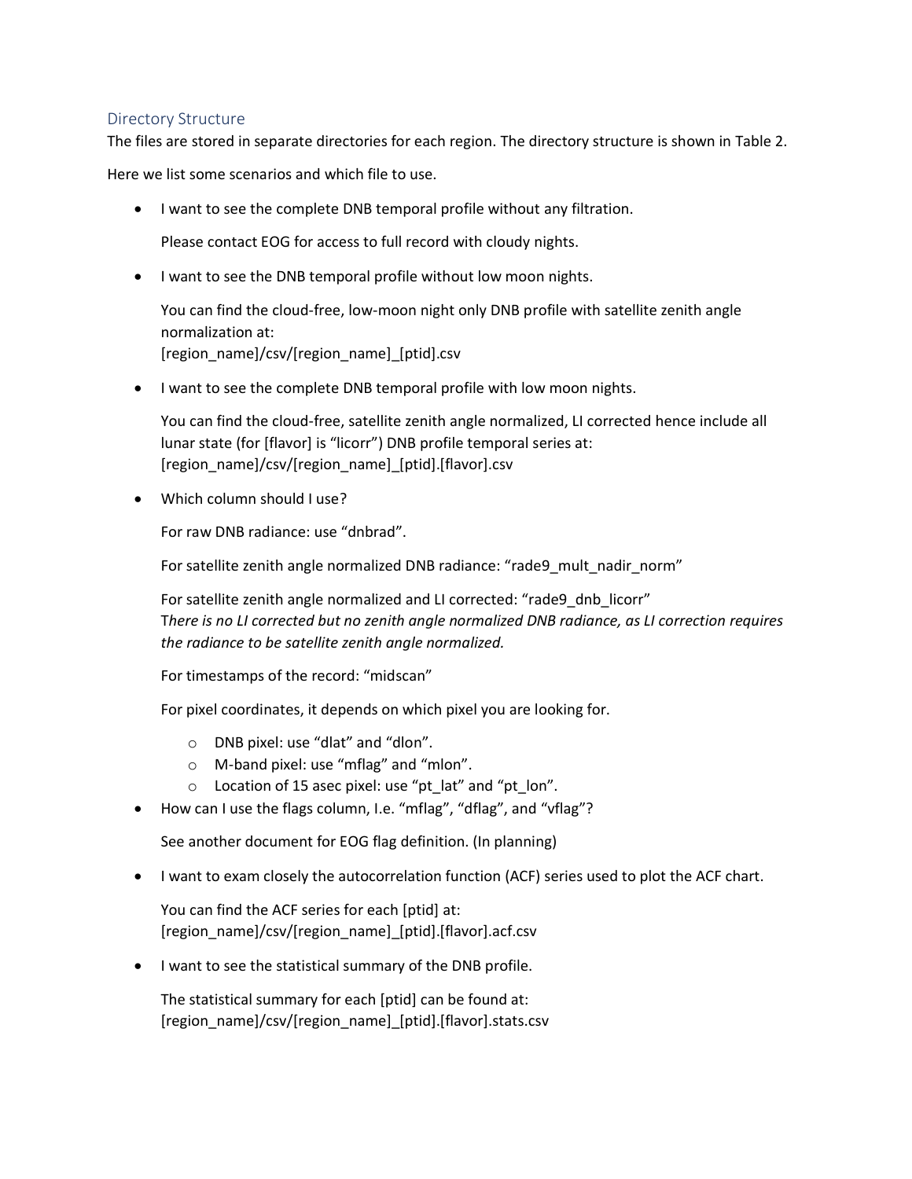## Directory Structure

The files are stored in separate directories for each region. The directory structure is shown in Table 2.

Here we list some scenarios and which file to use.

- I want to see the complete DNB temporal profile without any filtration.

  Please contact EOG for access to full record with cloudy nights.

- I want to see the DNB temporal profile without low moon nights.

  You can find the cloud-free, low-moon night only DNB profile with satellite zenith angle normalization at:
  [region_name]/csv/[region_name]_[ptid].csv

- I want to see the complete DNB temporal profile with low moon nights.

  You can find the cloud-free, satellite zenith angle normalized, LI corrected hence include all lunar state (for [flavor] is "licorr") DNB profile temporal series at:
  [region_name]/csv/[region_name]_[ptid].[flavor].csv

- Which column should I use?

  For raw DNB radiance: use "dnbrad".

  For satellite zenith angle normalized DNB radiance: "rade9_mult_nadir_norm"

  For satellite zenith angle normalized and LI corrected: "rade9_dnb_licorr"
  T*here is no LI corrected but no zenith angle normalized DNB radiance, as LI correction requires the radiance to be satellite zenith angle normalized.*

  For timestamps of the record: "midscan"

  For pixel coordinates, it depends on which pixel you are looking for.

  - DNB pixel: use "dlat" and "dlon".
  - M-band pixel: use "mflag" and "mlon".
  - Location of 15 asec pixel: use "pt_lat" and "pt_lon".

- How can I use the flags column, I.e. "mflag", "dflag", and "vflag"?

  See another document for EOG flag definition. (In planning)

- I want to exam closely the autocorrelation function (ACF) series used to plot the ACF chart.

  You can find the ACF series for each [ptid] at:
  [region_name]/csv/[region_name]_[ptid].[flavor].acf.csv

- I want to see the statistical summary of the DNB profile.

  The statistical summary for each [ptid] can be found at:
  [region_name]/csv/[region_name]_[ptid].[flavor].stats.csv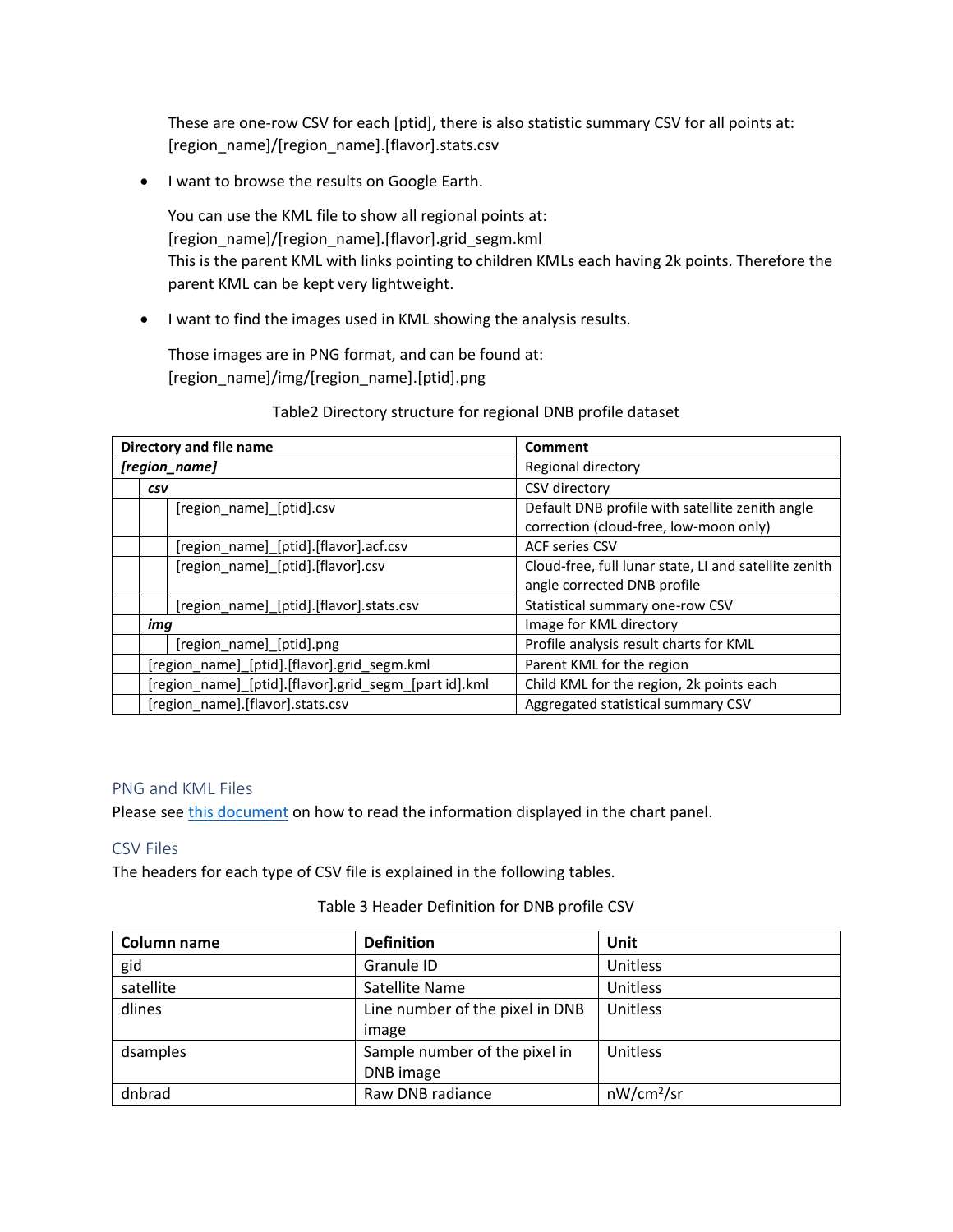These are one-row CSV for each [ptid], there is also statistic summary CSV for all points at: [region_name]/[region_name].[flavor].stats.csv

- I want to browse the results on Google Earth.

  You can use the KML file to show all regional points at: [region_name]/[region_name].[flavor].grid_segm.kml
  This is the parent KML with links pointing to children KMLs each having 2k points. Therefore the parent KML can be kept very lightweight.

- I want to find the images used in KML showing the analysis results.

  Those images are in PNG format, and can be found at: [region_name]/img/[region_name].[ptid].png

Table2 Directory structure for regional DNB profile dataset

| Directory and file name | Comment |
| --- | --- |
| ***[region_name]*** | Regional directory |
| &nbsp;&nbsp;&nbsp;&nbsp;***csv*** | CSV directory |
| &nbsp;&nbsp;&nbsp;&nbsp;&nbsp;&nbsp;&nbsp;&nbsp;[region_name]_[ptid].csv | Default DNB profile with satellite zenith angle correction (cloud-free, low-moon only) |
| &nbsp;&nbsp;&nbsp;&nbsp;&nbsp;&nbsp;&nbsp;&nbsp;[region_name]_[ptid].[flavor].acf.csv | ACF series CSV |
| &nbsp;&nbsp;&nbsp;&nbsp;&nbsp;&nbsp;&nbsp;&nbsp;[region_name]_[ptid].[flavor].csv | Cloud-free, full lunar state, LI and satellite zenith angle corrected DNB profile |
| &nbsp;&nbsp;&nbsp;&nbsp;&nbsp;&nbsp;&nbsp;&nbsp;[region_name]_[ptid].[flavor].stats.csv | Statistical summary one-row CSV |
| &nbsp;&nbsp;&nbsp;&nbsp;***img*** | Image for KML directory |
| &nbsp;&nbsp;&nbsp;&nbsp;&nbsp;&nbsp;&nbsp;&nbsp;[region_name]_[ptid].png | Profile analysis result charts for KML |
| &nbsp;&nbsp;&nbsp;&nbsp;[region_name]_[ptid].[flavor].grid_segm.kml | Parent KML for the region |
| &nbsp;&nbsp;&nbsp;&nbsp;[region_name]_[ptid].[flavor].grid_segm_[part id].kml | Child KML for the region, 2k points each |
| &nbsp;&nbsp;&nbsp;&nbsp;[region_name].[flavor].stats.csv | Aggregated statistical summary CSV |

## PNG and KML Files

Please see this document on how to read the information displayed in the chart panel.

## CSV Files

The headers for each type of CSV file is explained in the following tables.

Table 3 Header Definition for DNB profile CSV

| Column name | Definition | Unit |
| --- | --- | --- |
| gid | Granule ID | Unitless |
| satellite | Satellite Name | Unitless |
| dlines | Line number of the pixel in DNB image | Unitless |
| dsamples | Sample number of the pixel in DNB image | Unitless |
| dnbrad | Raw DNB radiance | $nW/cm^2/sr$ |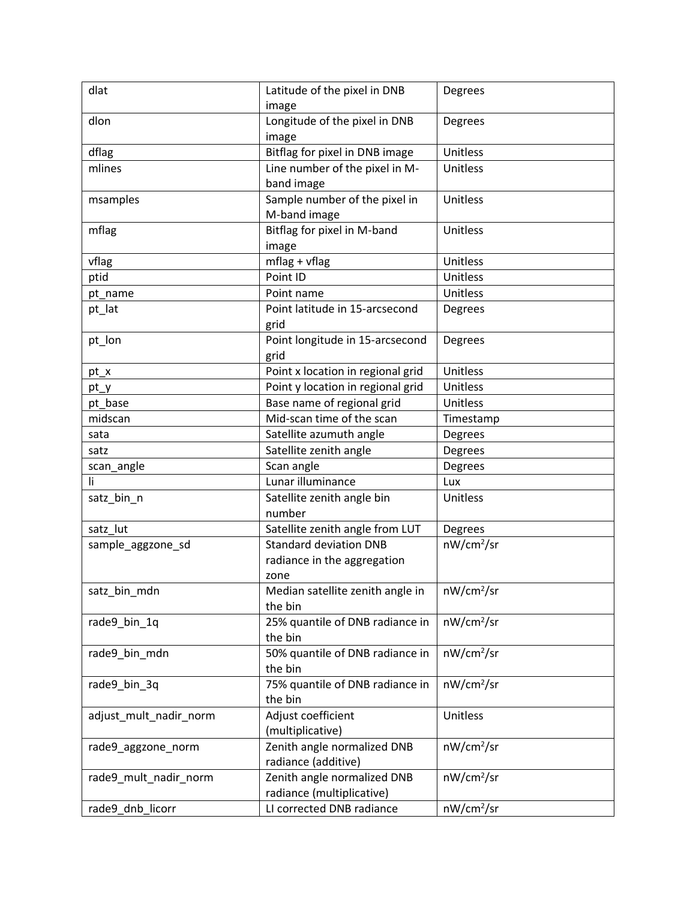| dlat | Latitude of the pixel in DNB image | Degrees |
|---|---|---|
| dlon | Longitude of the pixel in DNB image | Degrees |
| dflag | Bitflag for pixel in DNB image | Unitless |
| mlines | Line number of the pixel in M-band image | Unitless |
| msamples | Sample number of the pixel in M-band image | Unitless |
| mflag | Bitflag for pixel in M-band image | Unitless |
| vflag | mflag + vflag | Unitless |
| ptid | Point ID | Unitless |
| pt_name | Point name | Unitless |
| pt_lat | Point latitude in 15-arcsecond grid | Degrees |
| pt_lon | Point longitude in 15-arcsecond grid | Degrees |
| pt_x | Point x location in regional grid | Unitless |
| pt_y | Point y location in regional grid | Unitless |
| pt_base | Base name of regional grid | Unitless |
| midscan | Mid-scan time of the scan | Timestamp |
| sata | Satellite azumuth angle | Degrees |
| satz | Satellite zenith angle | Degrees |
| scan_angle | Scan angle | Degrees |
| li | Lunar illuminance | Lux |
| satz_bin_n | Satellite zenith angle bin number | Unitless |
| satz_lut | Satellite zenith angle from LUT | Degrees |
| sample_aggzone_sd | Standard deviation DNB radiance in the aggregation zone | $nW/cm^2/sr$ |
| satz_bin_mdn | Median satellite zenith angle in the bin | $nW/cm^2/sr$ |
| rade9_bin_1q | 25% quantile of DNB radiance in the bin | $nW/cm^2/sr$ |
| rade9_bin_mdn | 50% quantile of DNB radiance in the bin | $nW/cm^2/sr$ |
| rade9_bin_3q | 75% quantile of DNB radiance in the bin | $nW/cm^2/sr$ |
| adjust_mult_nadir_norm | Adjust coefficient (multiplicative) | Unitless |
| rade9_aggzone_norm | Zenith angle normalized DNB radiance (additive) | $nW/cm^2/sr$ |
| rade9_mult_nadir_norm | Zenith angle normalized DNB radiance (multiplicative) | $nW/cm^2/sr$ |
| rade9_dnb_licorr | LI corrected DNB radiance | $nW/cm^2/sr$ |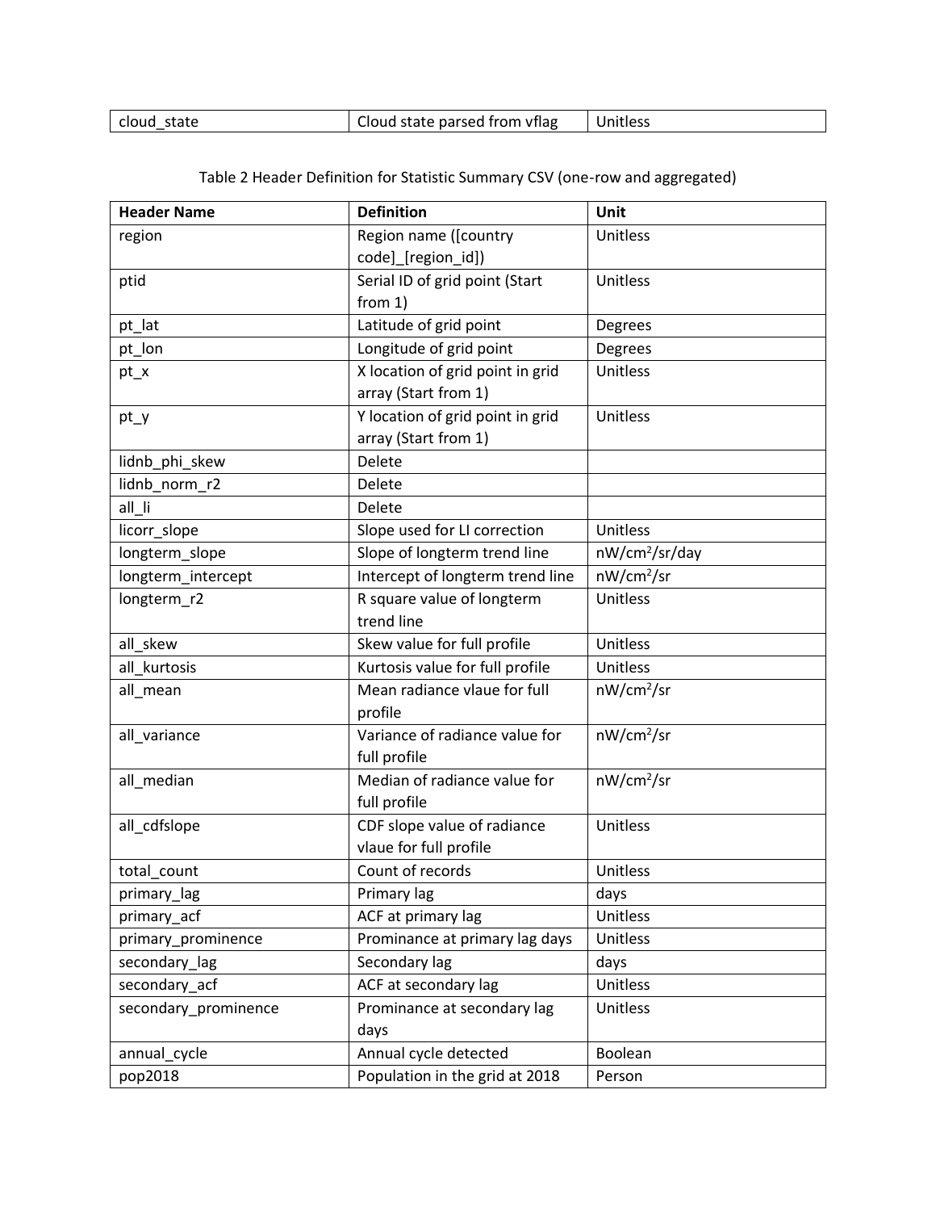| cloud_state | Cloud state parsed from vflag | Unitless |
|---|---|---|

Table 2 Header Definition for Statistic Summary CSV (one-row and aggregated)

| Header Name | Definition | Unit |
|---|---|---|
| region | Region name ([country code]_[region_id]) | Unitless |
| ptid | Serial ID of grid point (Start from 1) | Unitless |
| pt_lat | Latitude of grid point | Degrees |
| pt_lon | Longitude of grid point | Degrees |
| pt_x | X location of grid point in grid array (Start from 1) | Unitless |
| pt_y | Y location of grid point in grid array (Start from 1) | Unitless |
| lidnb_phi_skew | Delete | |
| lidnb_norm_r2 | Delete | |
| all_li | Delete | |
| licorr_slope | Slope used for LI correction | Unitless |
| longterm_slope | Slope of longterm trend line | $nW/cm^2/sr/day$ |
| longterm_intercept | Intercept of longterm trend line | $nW/cm^2/sr$ |
| longterm_r2 | R square value of longterm trend line | Unitless |
| all_skew | Skew value for full profile | Unitless |
| all_kurtosis | Kurtosis value for full profile | Unitless |
| all_mean | Mean radiance vlaue for full profile | $nW/cm^2/sr$ |
| all_variance | Variance of radiance value for full profile | $nW/cm^2/sr$ |
| all_median | Median of radiance value for full profile | $nW/cm^2/sr$ |
| all_cdfslope | CDF slope value of radiance vlaue for full profile | Unitless |
| total_count | Count of records | Unitless |
| primary_lag | Primary lag | days |
| primary_acf | ACF at primary lag | Unitless |
| primary_prominence | Prominance at primary lag days | Unitless |
| secondary_lag | Secondary lag | days |
| secondary_acf | ACF at secondary lag | Unitless |
| secondary_prominence | Prominance at secondary lag days | Unitless |
| annual_cycle | Annual cycle detected | Boolean |
| pop2018 | Population in the grid at 2018 | Person |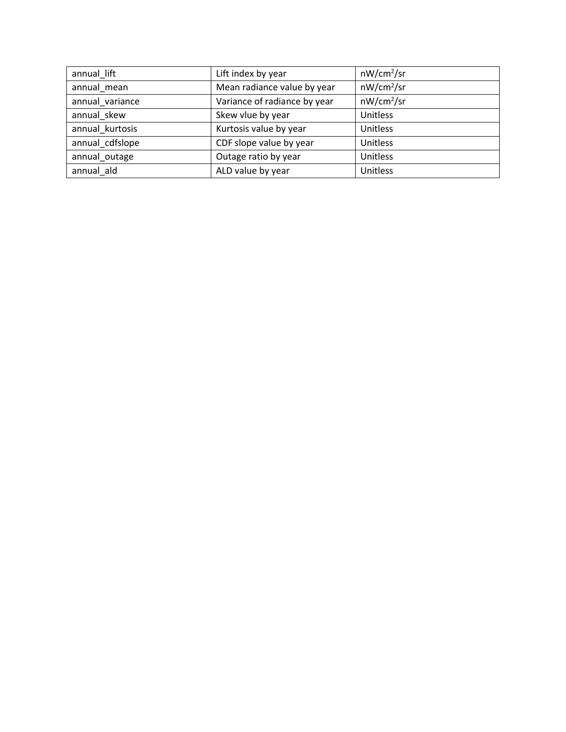| | | |
|---|---|---|
| annual_lift | Lift index by year | $nW/cm^2/sr$ |
| annual_mean | Mean radiance value by year | $nW/cm^2/sr$ |
| annual_variance | Variance of radiance by year | $nW/cm^2/sr$ |
| annual_skew | Skew vlue by year | Unitless |
| annual_kurtosis | Kurtosis value by year | Unitless |
| annual_cdfslope | CDF slope value by year | Unitless |
| annual_outage | Outage ratio by year | Unitless |
| annual_ald | ALD value by year | Unitless |